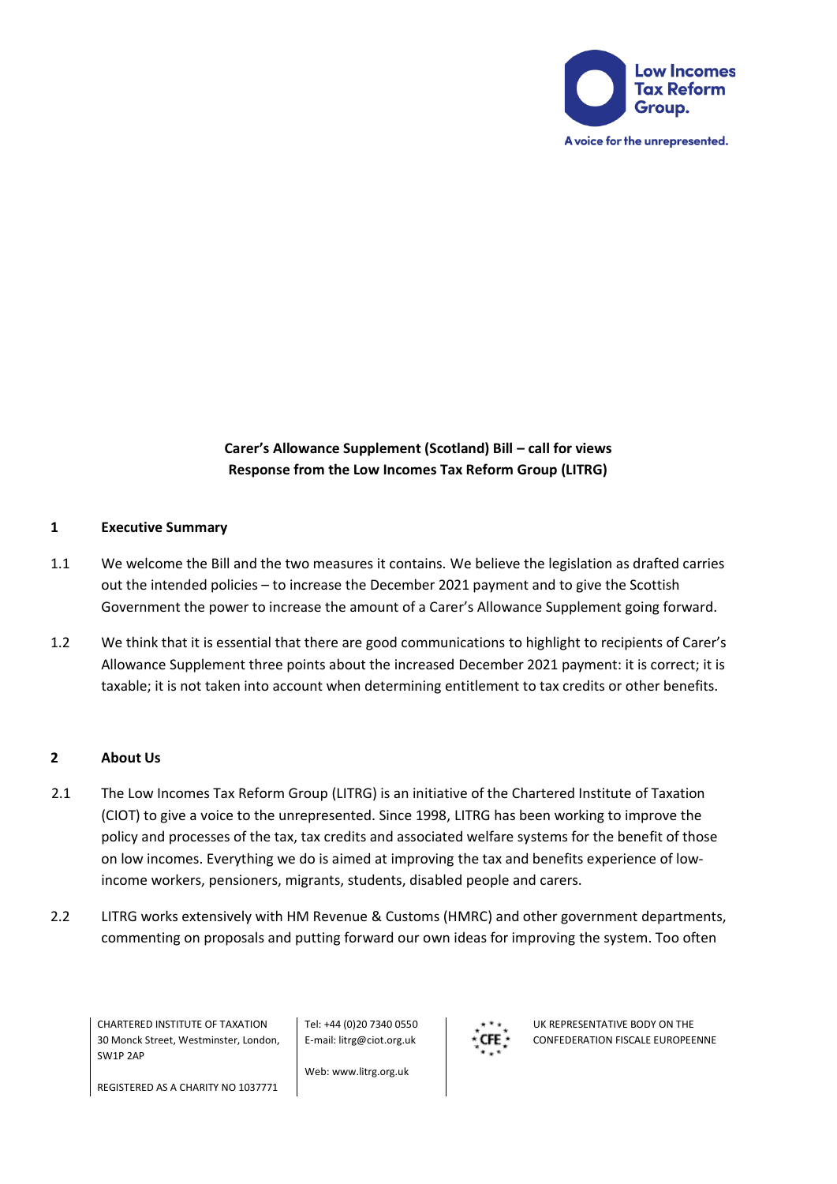Low Incomes Tax Reform Group.

A voice for the unrepresented.

**Carer's Allowance Supplement (Scotland) Bill – call for views**
**Response from the Low Incomes Tax Reform Group (LITRG)**

## 1 Executive Summary

1.1 We welcome the Bill and the two measures it contains. We believe the legislation as drafted carries out the intended policies – to increase the December 2021 payment and to give the Scottish Government the power to increase the amount of a Carer's Allowance Supplement going forward.

1.2 We think that it is essential that there are good communications to highlight to recipients of Carer's Allowance Supplement three points about the increased December 2021 payment: it is correct; it is taxable; it is not taken into account when determining entitlement to tax credits or other benefits.

## 2 About Us

2.1 The Low Incomes Tax Reform Group (LITRG) is an initiative of the Chartered Institute of Taxation (CIOT) to give a voice to the unrepresented. Since 1998, LITRG has been working to improve the policy and processes of the tax, tax credits and associated welfare systems for the benefit of those on low incomes. Everything we do is aimed at improving the tax and benefits experience of low-income workers, pensioners, migrants, students, disabled people and carers.

2.2 LITRG works extensively with HM Revenue & Customs (HMRC) and other government departments, commenting on proposals and putting forward our own ideas for improving the system. Too often

CHARTERED INSTITUTE OF TAXATION
30 Monck Street, Westminster, London, SW1P 2AP

REGISTERED AS A CHARITY NO 1037771

Tel: +44 (0)20 7340 0550
E-mail: litrg@ciot.org.uk

Web: www.litrg.org.uk

UK REPRESENTATIVE BODY ON THE CONFEDERATION FISCALE EUROPEENNE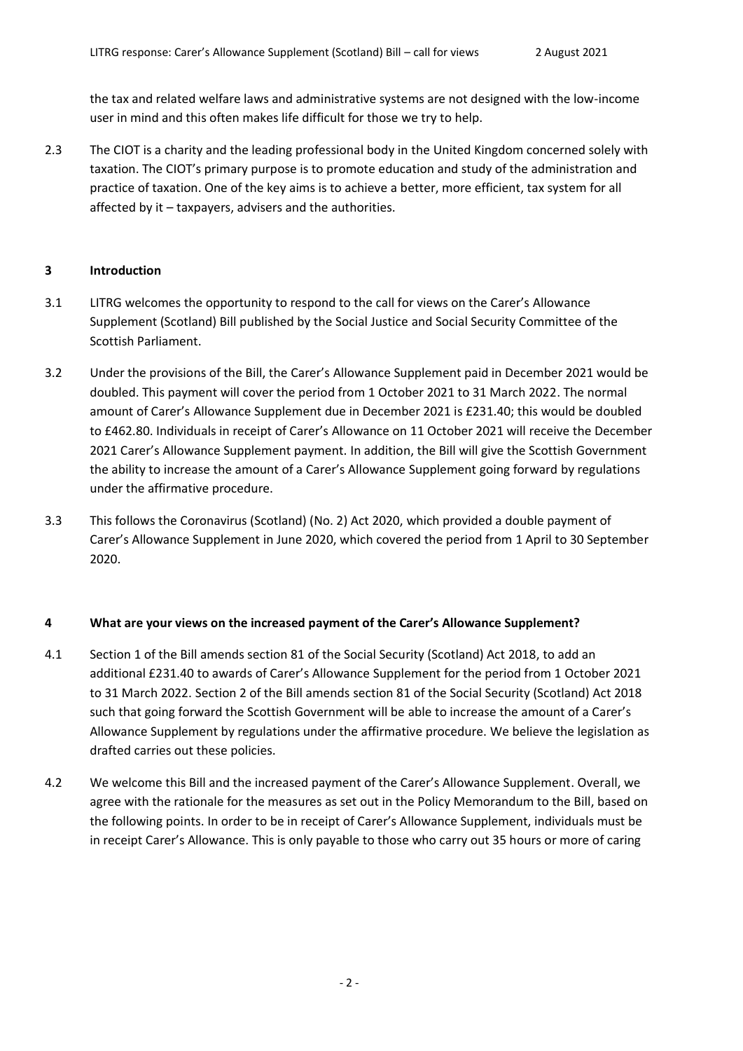the tax and related welfare laws and administrative systems are not designed with the low-income user in mind and this often makes life difficult for those we try to help.

2.3 The CIOT is a charity and the leading professional body in the United Kingdom concerned solely with taxation. The CIOT's primary purpose is to promote education and study of the administration and practice of taxation. One of the key aims is to achieve a better, more efficient, tax system for all affected by it – taxpayers, advisers and the authorities.

## 3 Introduction

3.1 LITRG welcomes the opportunity to respond to the call for views on the Carer's Allowance Supplement (Scotland) Bill published by the Social Justice and Social Security Committee of the Scottish Parliament.

3.2 Under the provisions of the Bill, the Carer's Allowance Supplement paid in December 2021 would be doubled. This payment will cover the period from 1 October 2021 to 31 March 2022. The normal amount of Carer's Allowance Supplement due in December 2021 is £231.40; this would be doubled to £462.80. Individuals in receipt of Carer's Allowance on 11 October 2021 will receive the December 2021 Carer's Allowance Supplement payment. In addition, the Bill will give the Scottish Government the ability to increase the amount of a Carer's Allowance Supplement going forward by regulations under the affirmative procedure.

3.3 This follows the Coronavirus (Scotland) (No. 2) Act 2020, which provided a double payment of Carer's Allowance Supplement in June 2020, which covered the period from 1 April to 30 September 2020.

## 4 What are your views on the increased payment of the Carer's Allowance Supplement?

4.1 Section 1 of the Bill amends section 81 of the Social Security (Scotland) Act 2018, to add an additional £231.40 to awards of Carer's Allowance Supplement for the period from 1 October 2021 to 31 March 2022. Section 2 of the Bill amends section 81 of the Social Security (Scotland) Act 2018 such that going forward the Scottish Government will be able to increase the amount of a Carer's Allowance Supplement by regulations under the affirmative procedure. We believe the legislation as drafted carries out these policies.

4.2 We welcome this Bill and the increased payment of the Carer's Allowance Supplement. Overall, we agree with the rationale for the measures as set out in the Policy Memorandum to the Bill, based on the following points. In order to be in receipt of Carer's Allowance Supplement, individuals must be in receipt Carer's Allowance. This is only payable to those who carry out 35 hours or more of caring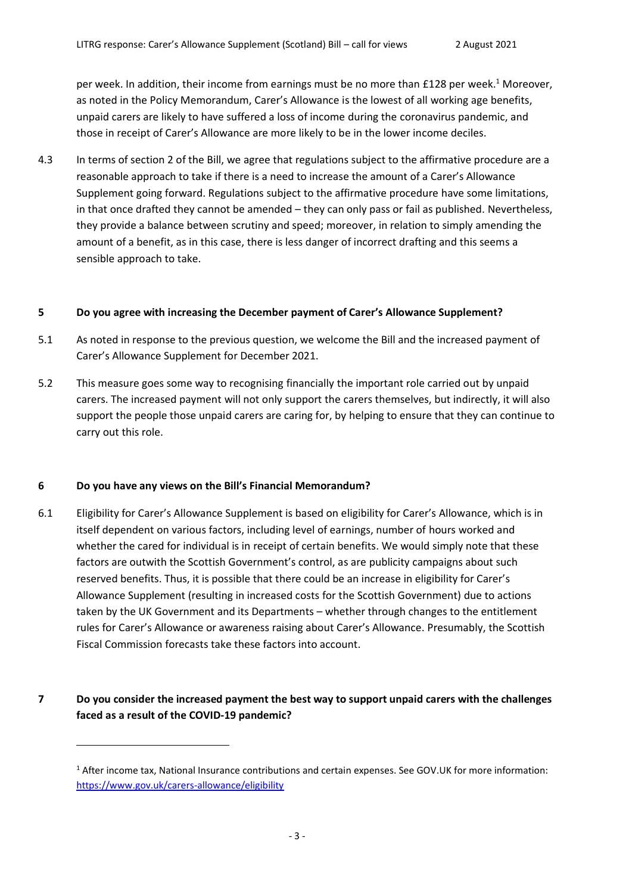per week. In addition, their income from earnings must be no more than £128 per week.[1] Moreover, as noted in the Policy Memorandum, Carer's Allowance is the lowest of all working age benefits, unpaid carers are likely to have suffered a loss of income during the coronavirus pandemic, and those in receipt of Carer's Allowance are more likely to be in the lower income deciles.

4.3 In terms of section 2 of the Bill, we agree that regulations subject to the affirmative procedure are a reasonable approach to take if there is a need to increase the amount of a Carer's Allowance Supplement going forward. Regulations subject to the affirmative procedure have some limitations, in that once drafted they cannot be amended – they can only pass or fail as published. Nevertheless, they provide a balance between scrutiny and speed; moreover, in relation to simply amending the amount of a benefit, as in this case, there is less danger of incorrect drafting and this seems a sensible approach to take.

## 5 Do you agree with increasing the December payment of Carer's Allowance Supplement?

5.1 As noted in response to the previous question, we welcome the Bill and the increased payment of Carer's Allowance Supplement for December 2021.

5.2 This measure goes some way to recognising financially the important role carried out by unpaid carers. The increased payment will not only support the carers themselves, but indirectly, it will also support the people those unpaid carers are caring for, by helping to ensure that they can continue to carry out this role.

## 6 Do you have any views on the Bill's Financial Memorandum?

6.1 Eligibility for Carer's Allowance Supplement is based on eligibility for Carer's Allowance, which is in itself dependent on various factors, including level of earnings, number of hours worked and whether the cared for individual is in receipt of certain benefits. We would simply note that these factors are outwith the Scottish Government's control, as are publicity campaigns about such reserved benefits. Thus, it is possible that there could be an increase in eligibility for Carer's Allowance Supplement (resulting in increased costs for the Scottish Government) due to actions taken by the UK Government and its Departments – whether through changes to the entitlement rules for Carer's Allowance or awareness raising about Carer's Allowance. Presumably, the Scottish Fiscal Commission forecasts take these factors into account.

## 7 Do you consider the increased payment the best way to support unpaid carers with the challenges faced as a result of the COVID-19 pandemic?

---

[1] After income tax, National Insurance contributions and certain expenses. See GOV.UK for more information: https://www.gov.uk/carers-allowance/eligibility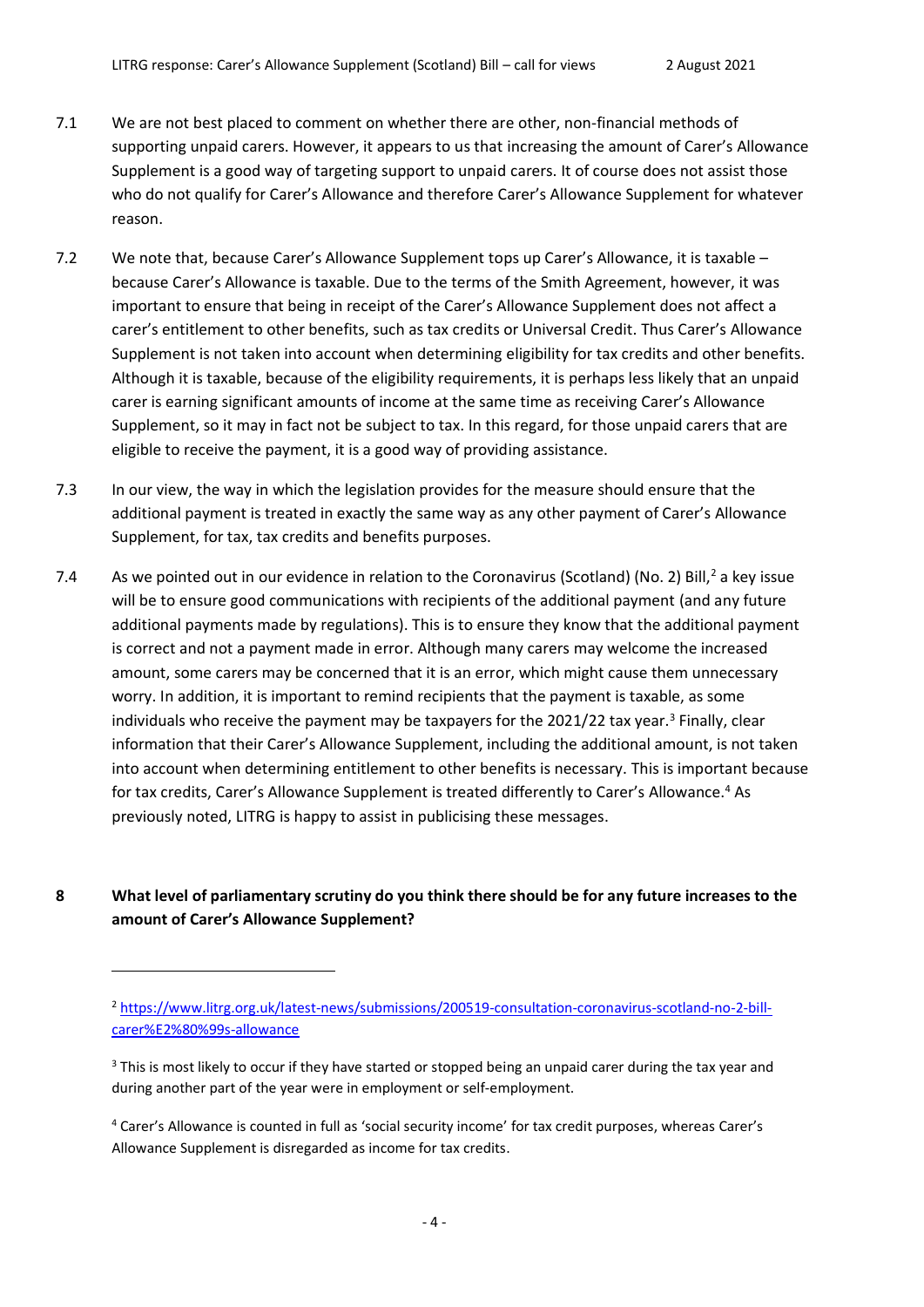7.1 We are not best placed to comment on whether there are other, non-financial methods of supporting unpaid carers. However, it appears to us that increasing the amount of Carer's Allowance Supplement is a good way of targeting support to unpaid carers. It of course does not assist those who do not qualify for Carer's Allowance and therefore Carer's Allowance Supplement for whatever reason.

7.2 We note that, because Carer's Allowance Supplement tops up Carer's Allowance, it is taxable – because Carer's Allowance is taxable. Due to the terms of the Smith Agreement, however, it was important to ensure that being in receipt of the Carer's Allowance Supplement does not affect a carer's entitlement to other benefits, such as tax credits or Universal Credit. Thus Carer's Allowance Supplement is not taken into account when determining eligibility for tax credits and other benefits. Although it is taxable, because of the eligibility requirements, it is perhaps less likely that an unpaid carer is earning significant amounts of income at the same time as receiving Carer's Allowance Supplement, so it may in fact not be subject to tax. In this regard, for those unpaid carers that are eligible to receive the payment, it is a good way of providing assistance.

7.3 In our view, the way in which the legislation provides for the measure should ensure that the additional payment is treated in exactly the same way as any other payment of Carer's Allowance Supplement, for tax, tax credits and benefits purposes.

7.4 As we pointed out in our evidence in relation to the Coronavirus (Scotland) (No. 2) Bill,[2] a key issue will be to ensure good communications with recipients of the additional payment (and any future additional payments made by regulations). This is to ensure they know that the additional payment is correct and not a payment made in error. Although many carers may welcome the increased amount, some carers may be concerned that it is an error, which might cause them unnecessary worry. In addition, it is important to remind recipients that the payment is taxable, as some individuals who receive the payment may be taxpayers for the 2021/22 tax year.[3] Finally, clear information that their Carer's Allowance Supplement, including the additional amount, is not taken into account when determining entitlement to other benefits is necessary. This is important because for tax credits, Carer's Allowance Supplement is treated differently to Carer's Allowance.[4] As previously noted, LITRG is happy to assist in publicising these messages.

**8 What level of parliamentary scrutiny do you think there should be for any future increases to the amount of Carer's Allowance Supplement?**

---

[2] https://www.litrg.org.uk/latest-news/submissions/200519-consultation-coronavirus-scotland-no-2-bill-carer%E2%80%99s-allowance

[3] This is most likely to occur if they have started or stopped being an unpaid carer during the tax year and during another part of the year were in employment or self-employment.

[4] Carer's Allowance is counted in full as 'social security income' for tax credit purposes, whereas Carer's Allowance Supplement is disregarded as income for tax credits.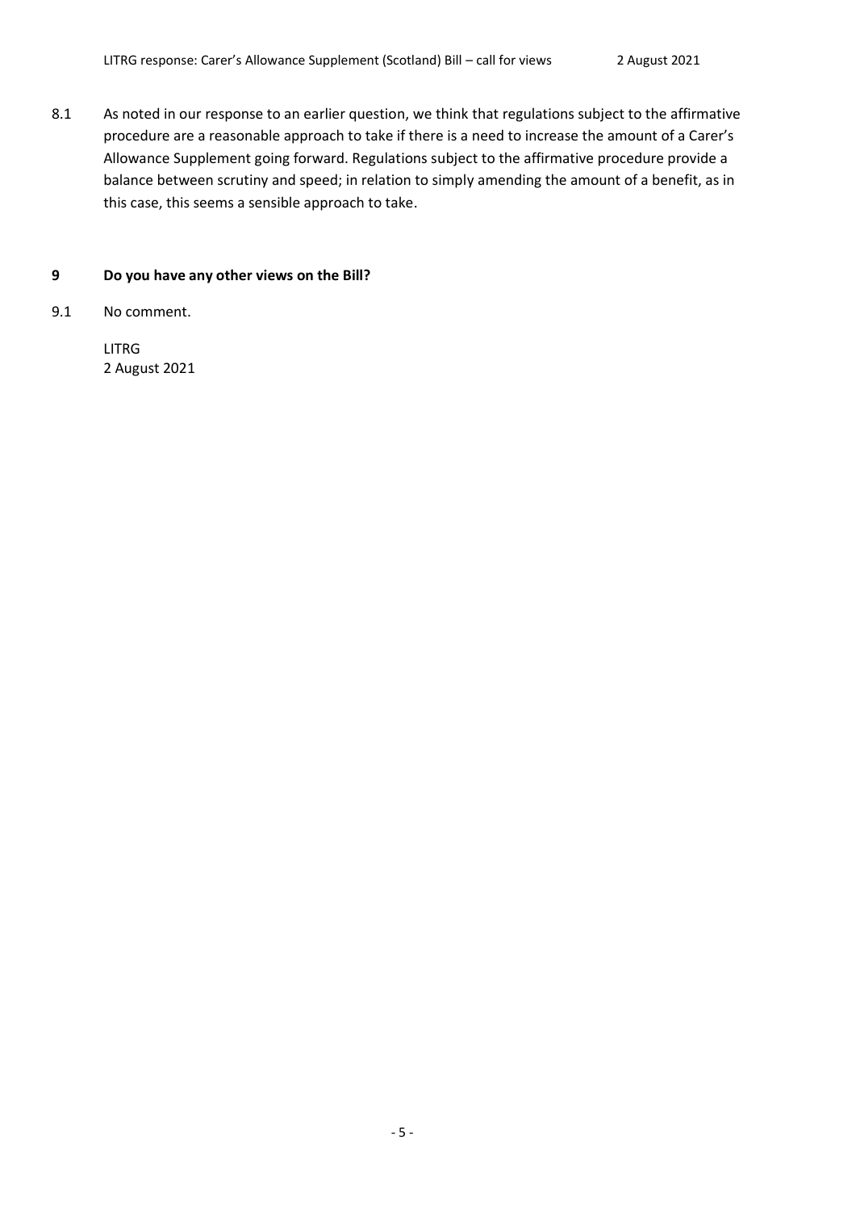8.1 As noted in our response to an earlier question, we think that regulations subject to the affirmative procedure are a reasonable approach to take if there is a need to increase the amount of a Carer's Allowance Supplement going forward. Regulations subject to the affirmative procedure provide a balance between scrutiny and speed; in relation to simply amending the amount of a benefit, as in this case, this seems a sensible approach to take.

## 9 Do you have any other views on the Bill?

9.1 No comment.

LITRG
2 August 2021